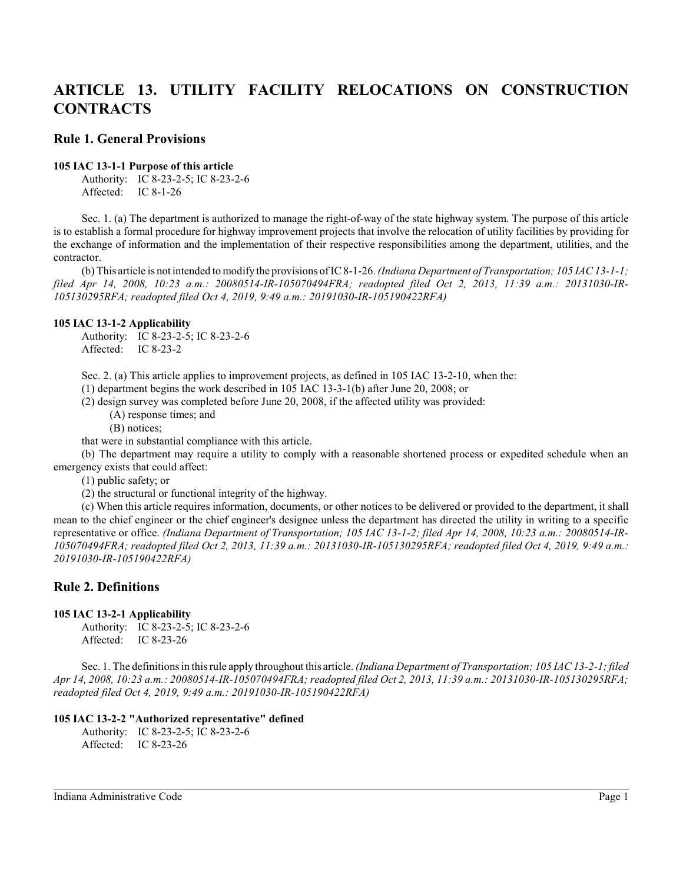# ARTICLE 13. UTILITY FACILITY RELOCATIONS ON CONSTRUCTION CONTRACTS

## Rule 1. General Provisions

**105 IAC 13-1-1 Purpose of this article**

Authority: IC 8-23-2-5; IC 8-23-2-6
Affected: IC 8-1-26

Sec. 1. (a) The department is authorized to manage the right-of-way of the state highway system. The purpose of this article is to establish a formal procedure for highway improvement projects that involve the relocation of utility facilities by providing for the exchange of information and the implementation of their respective responsibilities among the department, utilities, and the contractor.

(b) This article is not intended to modify the provisions of IC 8-1-26. *(Indiana Department of Transportation; 105 IAC 13-1-1; filed Apr 14, 2008, 10:23 a.m.: 20080514-IR-105070494FRA; readopted filed Oct 2, 2013, 11:39 a.m.: 20131030-IR-105130295RFA; readopted filed Oct 4, 2019, 9:49 a.m.: 20191030-IR-105190422RFA)*

**105 IAC 13-1-2 Applicability**

Authority: IC 8-23-2-5; IC 8-23-2-6
Affected: IC 8-23-2

Sec. 2. (a) This article applies to improvement projects, as defined in 105 IAC 13-2-10, when the:

(1) department begins the work described in 105 IAC 13-3-1(b) after June 20, 2008; or

(2) design survey was completed before June 20, 2008, if the affected utility was provided:

(A) response times; and

(B) notices;

that were in substantial compliance with this article.

(b) The department may require a utility to comply with a reasonable shortened process or expedited schedule when an emergency exists that could affect:

(1) public safety; or

(2) the structural or functional integrity of the highway.

(c) When this article requires information, documents, or other notices to be delivered or provided to the department, it shall mean to the chief engineer or the chief engineer's designee unless the department has directed the utility in writing to a specific representative or office. *(Indiana Department of Transportation; 105 IAC 13-1-2; filed Apr 14, 2008, 10:23 a.m.: 20080514-IR-105070494FRA; readopted filed Oct 2, 2013, 11:39 a.m.: 20131030-IR-105130295RFA; readopted filed Oct 4, 2019, 9:49 a.m.: 20191030-IR-105190422RFA)*

## Rule 2. Definitions

**105 IAC 13-2-1 Applicability**

Authority: IC 8-23-2-5; IC 8-23-2-6
Affected: IC 8-23-26

Sec. 1. The definitions in this rule apply throughout this article. *(Indiana Department of Transportation; 105 IAC 13-2-1; filed Apr 14, 2008, 10:23 a.m.: 20080514-IR-105070494FRA; readopted filed Oct 2, 2013, 11:39 a.m.: 20131030-IR-105130295RFA; readopted filed Oct 4, 2019, 9:49 a.m.: 20191030-IR-105190422RFA)*

**105 IAC 13-2-2 "Authorized representative" defined**

Authority: IC 8-23-2-5; IC 8-23-2-6
Affected: IC 8-23-26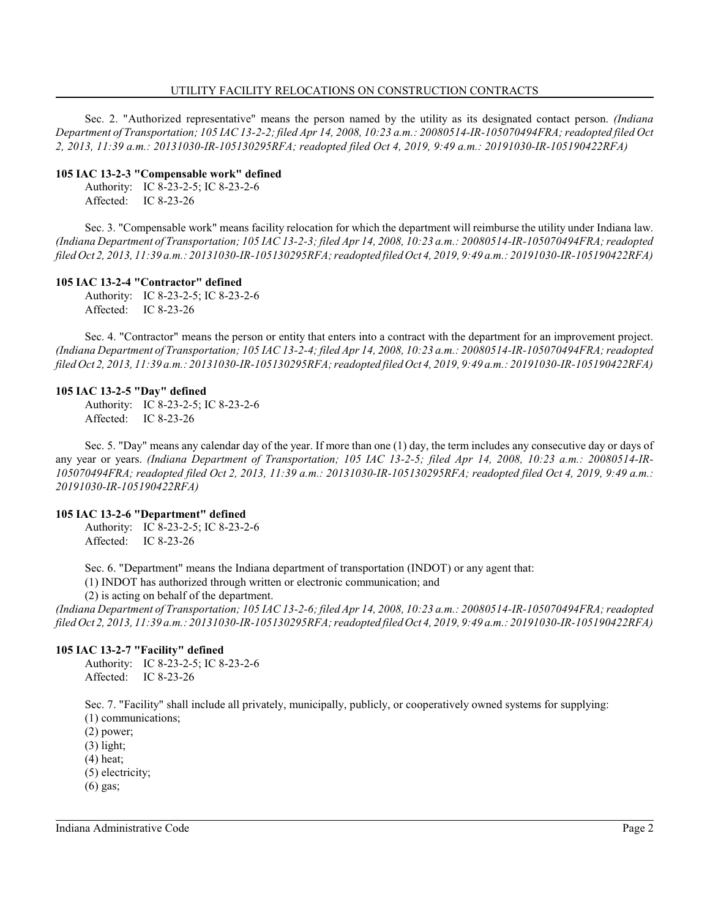Sec. 2. "Authorized representative" means the person named by the utility as its designated contact person. *(Indiana Department of Transportation; 105 IAC 13-2-2; filed Apr 14, 2008, 10:23 a.m.: 20080514-IR-105070494FRA; readopted filed Oct 2, 2013, 11:39 a.m.: 20131030-IR-105130295RFA; readopted filed Oct 4, 2019, 9:49 a.m.: 20191030-IR-105190422RFA)*

### 105 IAC 13-2-3 "Compensable work" defined

Authority: IC 8-23-2-5; IC 8-23-2-6
Affected: IC 8-23-26

Sec. 3. "Compensable work" means facility relocation for which the department will reimburse the utility under Indiana law. *(Indiana Department of Transportation; 105 IAC 13-2-3; filed Apr 14, 2008, 10:23 a.m.: 20080514-IR-105070494FRA; readopted filed Oct 2, 2013, 11:39 a.m.: 20131030-IR-105130295RFA; readopted filed Oct 4, 2019, 9:49 a.m.: 20191030-IR-105190422RFA)*

### 105 IAC 13-2-4 "Contractor" defined

Authority: IC 8-23-2-5; IC 8-23-2-6
Affected: IC 8-23-26

Sec. 4. "Contractor" means the person or entity that enters into a contract with the department for an improvement project. *(Indiana Department of Transportation; 105 IAC 13-2-4; filed Apr 14, 2008, 10:23 a.m.: 20080514-IR-105070494FRA; readopted filed Oct 2, 2013, 11:39 a.m.: 20131030-IR-105130295RFA; readopted filed Oct 4, 2019, 9:49 a.m.: 20191030-IR-105190422RFA)*

### 105 IAC 13-2-5 "Day" defined

Authority: IC 8-23-2-5; IC 8-23-2-6
Affected: IC 8-23-26

Sec. 5. "Day" means any calendar day of the year. If more than one (1) day, the term includes any consecutive day or days of any year or years. *(Indiana Department of Transportation; 105 IAC 13-2-5; filed Apr 14, 2008, 10:23 a.m.: 20080514-IR-105070494FRA; readopted filed Oct 2, 2013, 11:39 a.m.: 20131030-IR-105130295RFA; readopted filed Oct 4, 2019, 9:49 a.m.: 20191030-IR-105190422RFA)*

### 105 IAC 13-2-6 "Department" defined

Authority: IC 8-23-2-5; IC 8-23-2-6
Affected: IC 8-23-26

Sec. 6. "Department" means the Indiana department of transportation (INDOT) or any agent that:
(1) INDOT has authorized through written or electronic communication; and
(2) is acting on behalf of the department.

*(Indiana Department of Transportation; 105 IAC 13-2-6; filed Apr 14, 2008, 10:23 a.m.: 20080514-IR-105070494FRA; readopted filed Oct 2, 2013, 11:39 a.m.: 20131030-IR-105130295RFA; readopted filed Oct 4, 2019, 9:49 a.m.: 20191030-IR-105190422RFA)*

### 105 IAC 13-2-7 "Facility" defined

Authority: IC 8-23-2-5; IC 8-23-2-6
Affected: IC 8-23-26

Sec. 7. "Facility" shall include all privately, municipally, publicly, or cooperatively owned systems for supplying:
(1) communications;
(2) power;
(3) light;
(4) heat;
(5) electricity;
(6) gas;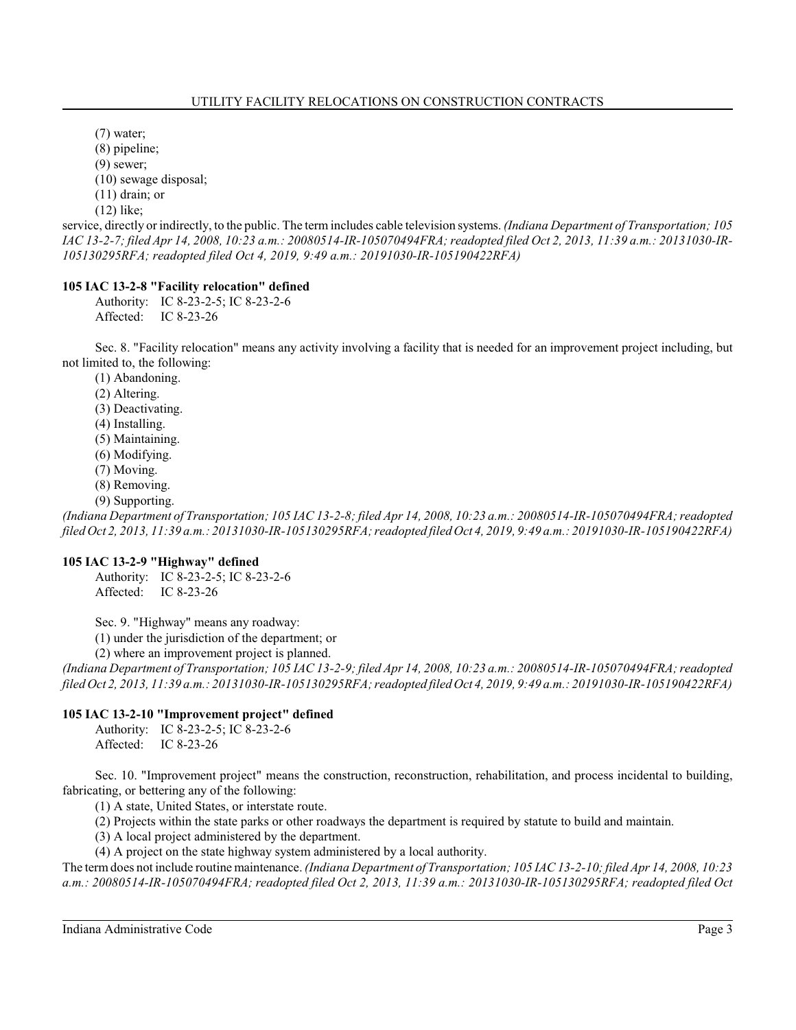(7) water;

(8) pipeline;

(9) sewer;

(10) sewage disposal;

(11) drain; or

(12) like;

service, directly or indirectly, to the public. The term includes cable television systems. *(Indiana Department of Transportation; 105 IAC 13-2-7; filed Apr 14, 2008, 10:23 a.m.: 20080514-IR-105070494FRA; readopted filed Oct 2, 2013, 11:39 a.m.: 20131030-IR-105130295RFA; readopted filed Oct 4, 2019, 9:49 a.m.: 20191030-IR-105190422RFA)*

### 105 IAC 13-2-8 "Facility relocation" defined

Authority: IC 8-23-2-5; IC 8-23-2-6
Affected: IC 8-23-26

Sec. 8. "Facility relocation" means any activity involving a facility that is needed for an improvement project including, but not limited to, the following:

(1) Abandoning.

(2) Altering.

(3) Deactivating.

(4) Installing.

(5) Maintaining.

(6) Modifying.

(7) Moving.

(8) Removing.

(9) Supporting.

*(Indiana Department of Transportation; 105 IAC 13-2-8; filed Apr 14, 2008, 10:23 a.m.: 20080514-IR-105070494FRA; readopted filed Oct 2, 2013, 11:39 a.m.: 20131030-IR-105130295RFA; readopted filed Oct 4, 2019, 9:49 a.m.: 20191030-IR-105190422RFA)*

### 105 IAC 13-2-9 "Highway" defined

Authority: IC 8-23-2-5; IC 8-23-2-6
Affected: IC 8-23-26

Sec. 9. "Highway" means any roadway:

(1) under the jurisdiction of the department; or

(2) where an improvement project is planned.

*(Indiana Department of Transportation; 105 IAC 13-2-9; filed Apr 14, 2008, 10:23 a.m.: 20080514-IR-105070494FRA; readopted filed Oct 2, 2013, 11:39 a.m.: 20131030-IR-105130295RFA; readopted filed Oct 4, 2019, 9:49 a.m.: 20191030-IR-105190422RFA)*

### 105 IAC 13-2-10 "Improvement project" defined

Authority: IC 8-23-2-5; IC 8-23-2-6
Affected: IC 8-23-26

Sec. 10. "Improvement project" means the construction, reconstruction, rehabilitation, and process incidental to building, fabricating, or bettering any of the following:

(1) A state, United States, or interstate route.

(2) Projects within the state parks or other roadways the department is required by statute to build and maintain.

(3) A local project administered by the department.

(4) A project on the state highway system administered by a local authority.

The term does not include routine maintenance. *(Indiana Department of Transportation; 105 IAC 13-2-10; filed Apr 14, 2008, 10:23 a.m.: 20080514-IR-105070494FRA; readopted filed Oct 2, 2013, 11:39 a.m.: 20131030-IR-105130295RFA; readopted filed Oct*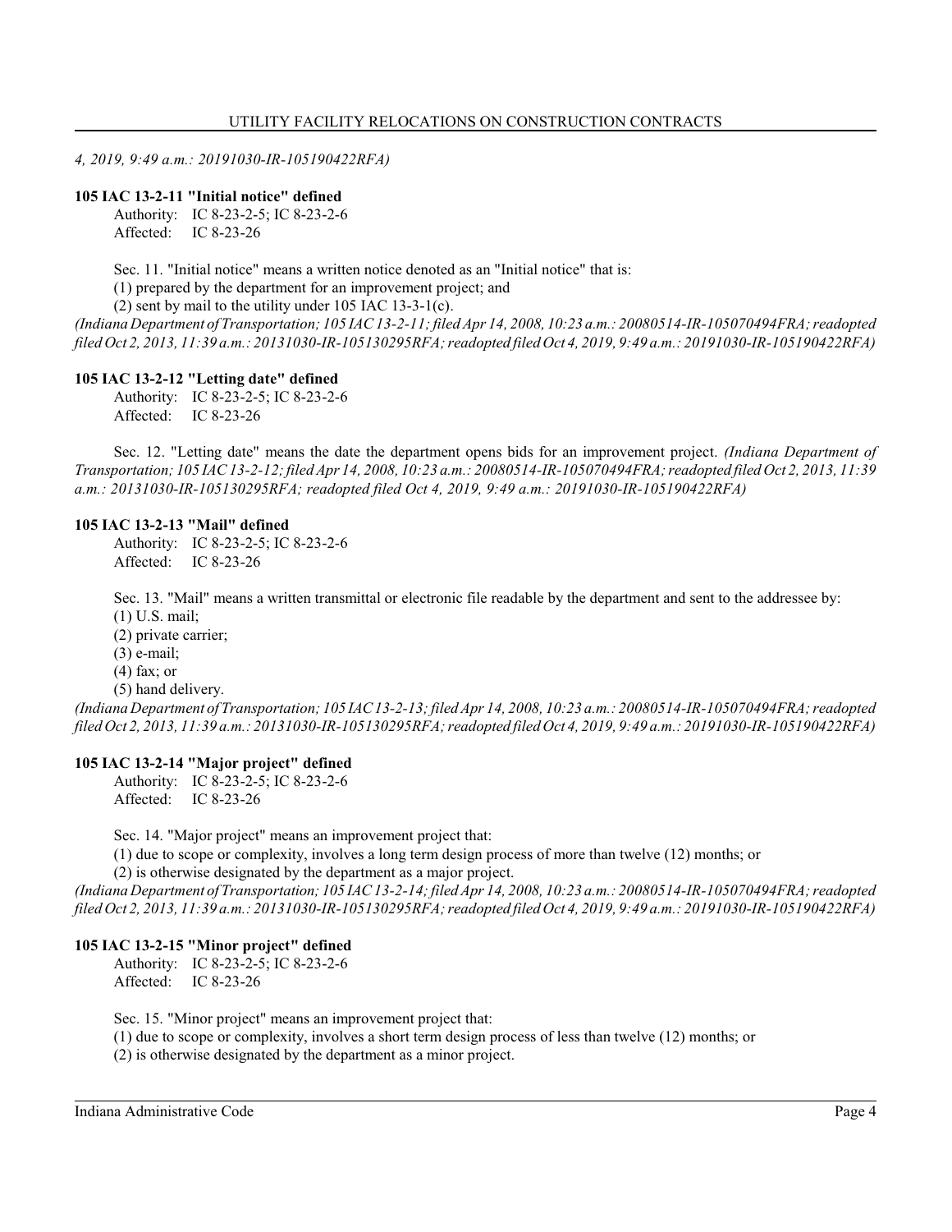*4, 2019, 9:49 a.m.: 20191030-IR-105190422RFA)*

**105 IAC 13-2-11 "Initial notice" defined**

Authority: IC 8-23-2-5; IC 8-23-2-6
Affected: IC 8-23-26

Sec. 11. "Initial notice" means a written notice denoted as an "Initial notice" that is:
(1) prepared by the department for an improvement project; and
(2) sent by mail to the utility under 105 IAC 13-3-1(c).

*(Indiana Department of Transportation; 105 IAC 13-2-11; filed Apr 14, 2008, 10:23 a.m.: 20080514-IR-105070494FRA; readopted filed Oct 2, 2013, 11:39 a.m.: 20131030-IR-105130295RFA; readopted filed Oct 4, 2019, 9:49 a.m.: 20191030-IR-105190422RFA)*

**105 IAC 13-2-12 "Letting date" defined**

Authority: IC 8-23-2-5; IC 8-23-2-6
Affected: IC 8-23-26

Sec. 12. "Letting date" means the date the department opens bids for an improvement project. *(Indiana Department of Transportation; 105 IAC 13-2-12; filed Apr 14, 2008, 10:23 a.m.: 20080514-IR-105070494FRA; readopted filed Oct 2, 2013, 11:39 a.m.: 20131030-IR-105130295RFA; readopted filed Oct 4, 2019, 9:49 a.m.: 20191030-IR-105190422RFA)*

**105 IAC 13-2-13 "Mail" defined**

Authority: IC 8-23-2-5; IC 8-23-2-6
Affected: IC 8-23-26

Sec. 13. "Mail" means a written transmittal or electronic file readable by the department and sent to the addressee by:
(1) U.S. mail;
(2) private carrier;
(3) e-mail;
(4) fax; or
(5) hand delivery.

*(Indiana Department of Transportation; 105 IAC 13-2-13; filed Apr 14, 2008, 10:23 a.m.: 20080514-IR-105070494FRA; readopted filed Oct 2, 2013, 11:39 a.m.: 20131030-IR-105130295RFA; readopted filed Oct 4, 2019, 9:49 a.m.: 20191030-IR-105190422RFA)*

**105 IAC 13-2-14 "Major project" defined**

Authority: IC 8-23-2-5; IC 8-23-2-6
Affected: IC 8-23-26

Sec. 14. "Major project" means an improvement project that:
(1) due to scope or complexity, involves a long term design process of more than twelve (12) months; or
(2) is otherwise designated by the department as a major project.

*(Indiana Department of Transportation; 105 IAC 13-2-14; filed Apr 14, 2008, 10:23 a.m.: 20080514-IR-105070494FRA; readopted filed Oct 2, 2013, 11:39 a.m.: 20131030-IR-105130295RFA; readopted filed Oct 4, 2019, 9:49 a.m.: 20191030-IR-105190422RFA)*

**105 IAC 13-2-15 "Minor project" defined**

Authority: IC 8-23-2-5; IC 8-23-2-6
Affected: IC 8-23-26

Sec. 15. "Minor project" means an improvement project that:
(1) due to scope or complexity, involves a short term design process of less than twelve (12) months; or
(2) is otherwise designated by the department as a minor project.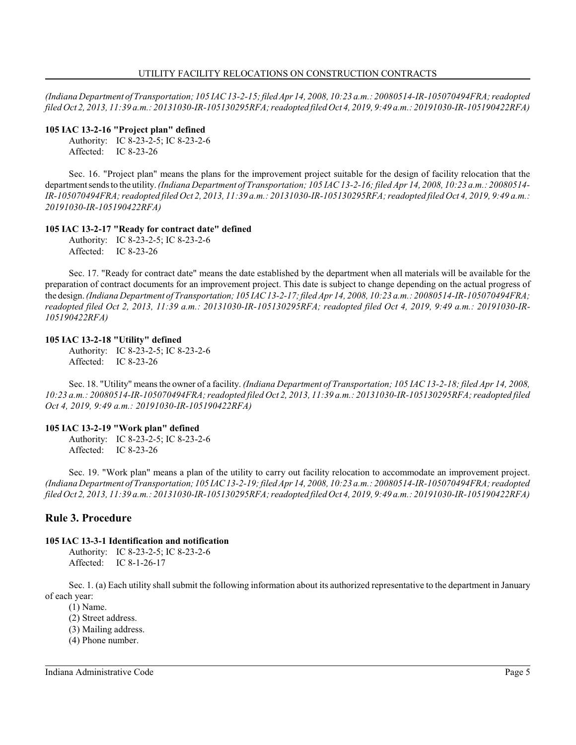*(Indiana Department of Transportation; 105 IAC 13-2-15; filed Apr 14, 2008, 10:23 a.m.: 20080514-IR-105070494FRA; readopted filed Oct 2, 2013, 11:39 a.m.: 20131030-IR-105130295RFA; readopted filed Oct 4, 2019, 9:49 a.m.: 20191030-IR-105190422RFA)*

**105 IAC 13-2-16 "Project plan" defined**

Authority: IC 8-23-2-5; IC 8-23-2-6
Affected: IC 8-23-26

Sec. 16. "Project plan" means the plans for the improvement project suitable for the design of facility relocation that the department sends to the utility. *(Indiana Department of Transportation; 105 IAC 13-2-16; filed Apr 14, 2008, 10:23 a.m.: 20080514-IR-105070494FRA; readopted filed Oct 2, 2013, 11:39 a.m.: 20131030-IR-105130295RFA; readopted filed Oct 4, 2019, 9:49 a.m.: 20191030-IR-105190422RFA)*

**105 IAC 13-2-17 "Ready for contract date" defined**

Authority: IC 8-23-2-5; IC 8-23-2-6
Affected: IC 8-23-26

Sec. 17. "Ready for contract date" means the date established by the department when all materials will be available for the preparation of contract documents for an improvement project. This date is subject to change depending on the actual progress of the design. *(Indiana Department of Transportation; 105 IAC 13-2-17; filed Apr 14, 2008, 10:23 a.m.: 20080514-IR-105070494FRA; readopted filed Oct 2, 2013, 11:39 a.m.: 20131030-IR-105130295RFA; readopted filed Oct 4, 2019, 9:49 a.m.: 20191030-IR-105190422RFA)*

**105 IAC 13-2-18 "Utility" defined**

Authority: IC 8-23-2-5; IC 8-23-2-6
Affected: IC 8-23-26

Sec. 18. "Utility" means the owner of a facility. *(Indiana Department of Transportation; 105 IAC 13-2-18; filed Apr 14, 2008, 10:23 a.m.: 20080514-IR-105070494FRA; readopted filed Oct 2, 2013, 11:39 a.m.: 20131030-IR-105130295RFA; readopted filed Oct 4, 2019, 9:49 a.m.: 20191030-IR-105190422RFA)*

**105 IAC 13-2-19 "Work plan" defined**

Authority: IC 8-23-2-5; IC 8-23-2-6
Affected: IC 8-23-26

Sec. 19. "Work plan" means a plan of the utility to carry out facility relocation to accommodate an improvement project. *(Indiana Department of Transportation; 105 IAC 13-2-19; filed Apr 14, 2008, 10:23 a.m.: 20080514-IR-105070494FRA; readopted filed Oct 2, 2013, 11:39 a.m.: 20131030-IR-105130295RFA; readopted filed Oct 4, 2019, 9:49 a.m.: 20191030-IR-105190422RFA)*

## Rule 3. Procedure

**105 IAC 13-3-1 Identification and notification**

Authority: IC 8-23-2-5; IC 8-23-2-6
Affected: IC 8-1-26-17

Sec. 1. (a) Each utility shall submit the following information about its authorized representative to the department in January of each year:

(1) Name.
(2) Street address.
(3) Mailing address.
(4) Phone number.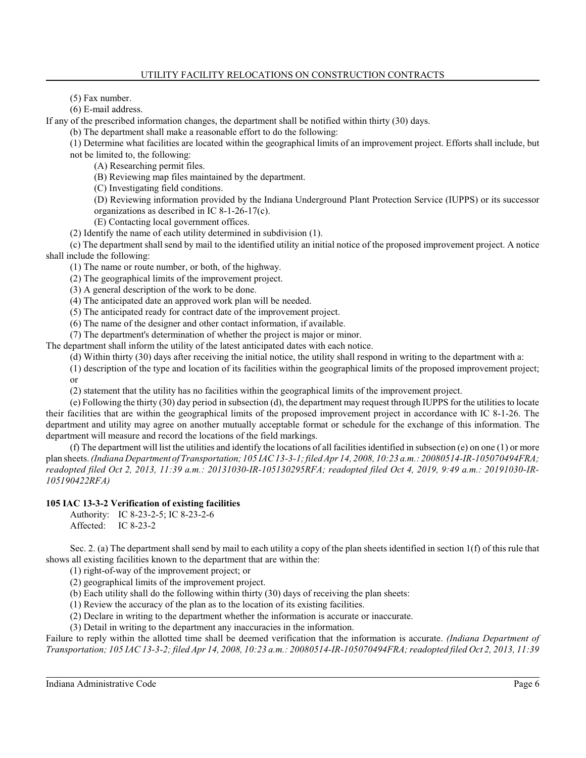(5) Fax number.

(6) E-mail address.

If any of the prescribed information changes, the department shall be notified within thirty (30) days.

(b) The department shall make a reasonable effort to do the following:

(1) Determine what facilities are located within the geographical limits of an improvement project. Efforts shall include, but not be limited to, the following:

(A) Researching permit files.

(B) Reviewing map files maintained by the department.

(C) Investigating field conditions.

(D) Reviewing information provided by the Indiana Underground Plant Protection Service (IUPPS) or its successor organizations as described in IC 8-1-26-17(c).

(E) Contacting local government offices.

(2) Identify the name of each utility determined in subdivision (1).

(c) The department shall send by mail to the identified utility an initial notice of the proposed improvement project. A notice shall include the following:

(1) The name or route number, or both, of the highway.

(2) The geographical limits of the improvement project.

(3) A general description of the work to be done.

(4) The anticipated date an approved work plan will be needed.

(5) The anticipated ready for contract date of the improvement project.

(6) The name of the designer and other contact information, if available.

(7) The department's determination of whether the project is major or minor.

The department shall inform the utility of the latest anticipated dates with each notice.

(d) Within thirty (30) days after receiving the initial notice, the utility shall respond in writing to the department with a:

(1) description of the type and location of its facilities within the geographical limits of the proposed improvement project; or

(2) statement that the utility has no facilities within the geographical limits of the improvement project.

(e) Following the thirty (30) day period in subsection (d), the department may request through IUPPS for the utilities to locate their facilities that are within the geographical limits of the proposed improvement project in accordance with IC 8-1-26. The department and utility may agree on another mutually acceptable format or schedule for the exchange of this information. The department will measure and record the locations of the field markings.

(f) The department will list the utilities and identify the locations of all facilities identified in subsection (e) on one (1) or more plan sheets. *(Indiana Department of Transportation; 105 IAC 13-3-1; filed Apr 14, 2008, 10:23 a.m.: 20080514-IR-105070494FRA; readopted filed Oct 2, 2013, 11:39 a.m.: 20131030-IR-105130295RFA; readopted filed Oct 4, 2019, 9:49 a.m.: 20191030-IR-105190422RFA)*

**105 IAC 13-3-2 Verification of existing facilities**

Authority: IC 8-23-2-5; IC 8-23-2-6

Affected: IC 8-23-2

Sec. 2. (a) The department shall send by mail to each utility a copy of the plan sheets identified in section 1(f) of this rule that shows all existing facilities known to the department that are within the:

(1) right-of-way of the improvement project; or

(2) geographical limits of the improvement project.

(b) Each utility shall do the following within thirty (30) days of receiving the plan sheets:

(1) Review the accuracy of the plan as to the location of its existing facilities.

(2) Declare in writing to the department whether the information is accurate or inaccurate.

(3) Detail in writing to the department any inaccuracies in the information.

Failure to reply within the allotted time shall be deemed verification that the information is accurate. *(Indiana Department of Transportation; 105 IAC 13-3-2; filed Apr 14, 2008, 10:23 a.m.: 20080514-IR-105070494FRA; readopted filed Oct 2, 2013, 11:39*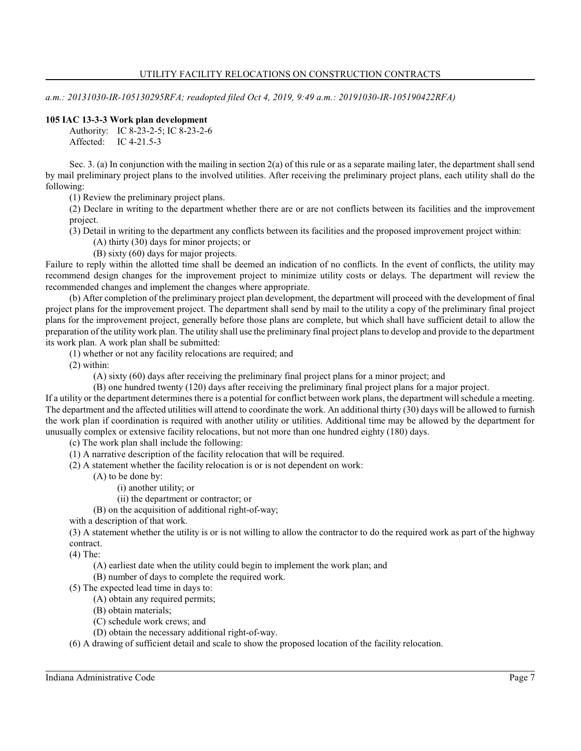*a.m.: 20131030-IR-105130295RFA; readopted filed Oct 4, 2019, 9:49 a.m.: 20191030-IR-105190422RFA)*

**105 IAC 13-3-3 Work plan development**

Authority: IC 8-23-2-5; IC 8-23-2-6
Affected: IC 4-21.5-3

Sec. 3. (a) In conjunction with the mailing in section 2(a) of this rule or as a separate mailing later, the department shall send by mail preliminary project plans to the involved utilities. After receiving the preliminary project plans, each utility shall do the following:

(1) Review the preliminary project plans.

(2) Declare in writing to the department whether there are or are not conflicts between its facilities and the improvement project.

(3) Detail in writing to the department any conflicts between its facilities and the proposed improvement project within:

(A) thirty (30) days for minor projects; or

(B) sixty (60) days for major projects.

Failure to reply within the allotted time shall be deemed an indication of no conflicts. In the event of conflicts, the utility may recommend design changes for the improvement project to minimize utility costs or delays. The department will review the recommended changes and implement the changes where appropriate.

(b) After completion of the preliminary project plan development, the department will proceed with the development of final project plans for the improvement project. The department shall send by mail to the utility a copy of the preliminary final project plans for the improvement project, generally before those plans are complete, but which shall have sufficient detail to allow the preparation of the utility work plan. The utility shall use the preliminary final project plans to develop and provide to the department its work plan. A work plan shall be submitted:

(1) whether or not any facility relocations are required; and

(2) within:

(A) sixty (60) days after receiving the preliminary final project plans for a minor project; and

(B) one hundred twenty (120) days after receiving the preliminary final project plans for a major project.

If a utility or the department determines there is a potential for conflict between work plans, the department will schedule a meeting. The department and the affected utilities will attend to coordinate the work. An additional thirty (30) days will be allowed to furnish the work plan if coordination is required with another utility or utilities. Additional time may be allowed by the department for unusually complex or extensive facility relocations, but not more than one hundred eighty (180) days.

(c) The work plan shall include the following:

(1) A narrative description of the facility relocation that will be required.

(2) A statement whether the facility relocation is or is not dependent on work:

(A) to be done by:

(i) another utility; or

(ii) the department or contractor; or

(B) on the acquisition of additional right-of-way;

with a description of that work.

(3) A statement whether the utility is or is not willing to allow the contractor to do the required work as part of the highway contract.

(4) The:

(A) earliest date when the utility could begin to implement the work plan; and

(B) number of days to complete the required work.

(5) The expected lead time in days to:

(A) obtain any required permits;

(B) obtain materials;

(C) schedule work crews; and

(D) obtain the necessary additional right-of-way.

(6) A drawing of sufficient detail and scale to show the proposed location of the facility relocation.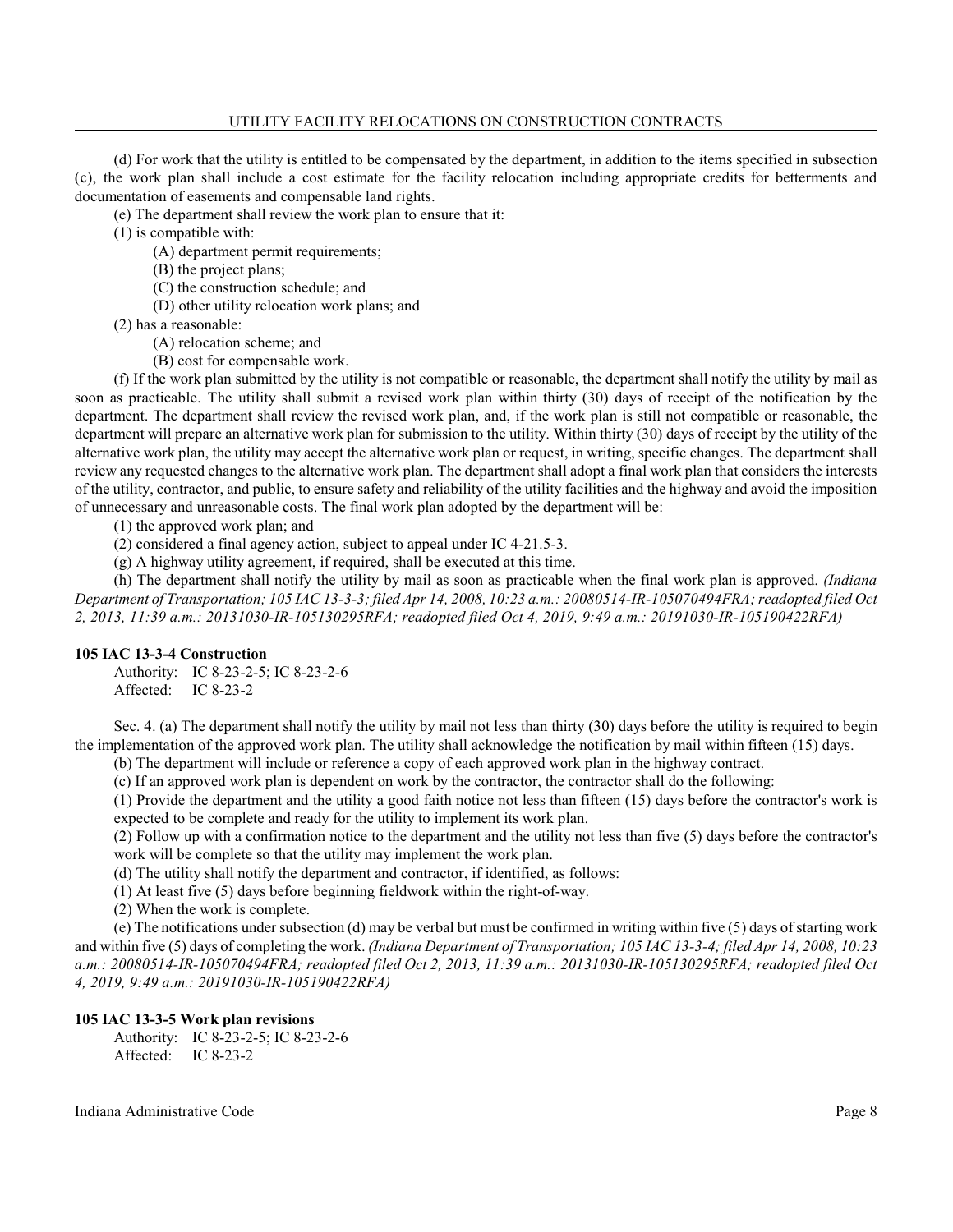(d) For work that the utility is entitled to be compensated by the department, in addition to the items specified in subsection (c), the work plan shall include a cost estimate for the facility relocation including appropriate credits for betterments and documentation of easements and compensable land rights.

(e) The department shall review the work plan to ensure that it:

(1) is compatible with:

(A) department permit requirements;

(B) the project plans;

(C) the construction schedule; and

(D) other utility relocation work plans; and

(2) has a reasonable:

(A) relocation scheme; and

(B) cost for compensable work.

(f) If the work plan submitted by the utility is not compatible or reasonable, the department shall notify the utility by mail as soon as practicable. The utility shall submit a revised work plan within thirty (30) days of receipt of the notification by the department. The department shall review the revised work plan, and, if the work plan is still not compatible or reasonable, the department will prepare an alternative work plan for submission to the utility. Within thirty (30) days of receipt by the utility of the alternative work plan, the utility may accept the alternative work plan or request, in writing, specific changes. The department shall review any requested changes to the alternative work plan. The department shall adopt a final work plan that considers the interests of the utility, contractor, and public, to ensure safety and reliability of the utility facilities and the highway and avoid the imposition of unnecessary and unreasonable costs. The final work plan adopted by the department will be:

(1) the approved work plan; and

(2) considered a final agency action, subject to appeal under IC 4-21.5-3.

(g) A highway utility agreement, if required, shall be executed at this time.

(h) The department shall notify the utility by mail as soon as practicable when the final work plan is approved. *(Indiana Department of Transportation; 105 IAC 13-3-3; filed Apr 14, 2008, 10:23 a.m.: 20080514-IR-105070494FRA; readopted filed Oct 2, 2013, 11:39 a.m.: 20131030-IR-105130295RFA; readopted filed Oct 4, 2019, 9:49 a.m.: 20191030-IR-105190422RFA)*

**105 IAC 13-3-4 Construction**

Authority: IC 8-23-2-5; IC 8-23-2-6
Affected: IC 8-23-2

Sec. 4. (a) The department shall notify the utility by mail not less than thirty (30) days before the utility is required to begin the implementation of the approved work plan. The utility shall acknowledge the notification by mail within fifteen (15) days.

(b) The department will include or reference a copy of each approved work plan in the highway contract.

(c) If an approved work plan is dependent on work by the contractor, the contractor shall do the following:

(1) Provide the department and the utility a good faith notice not less than fifteen (15) days before the contractor's work is expected to be complete and ready for the utility to implement its work plan.

(2) Follow up with a confirmation notice to the department and the utility not less than five (5) days before the contractor's work will be complete so that the utility may implement the work plan.

(d) The utility shall notify the department and contractor, if identified, as follows:

(1) At least five (5) days before beginning fieldwork within the right-of-way.

(2) When the work is complete.

(e) The notifications under subsection (d) may be verbal but must be confirmed in writing within five (5) days of starting work and within five (5) days of completing the work. *(Indiana Department of Transportation; 105 IAC 13-3-4; filed Apr 14, 2008, 10:23 a.m.: 20080514-IR-105070494FRA; readopted filed Oct 2, 2013, 11:39 a.m.: 20131030-IR-105130295RFA; readopted filed Oct 4, 2019, 9:49 a.m.: 20191030-IR-105190422RFA)*

**105 IAC 13-3-5 Work plan revisions**

Authority: IC 8-23-2-5; IC 8-23-2-6
Affected: IC 8-23-2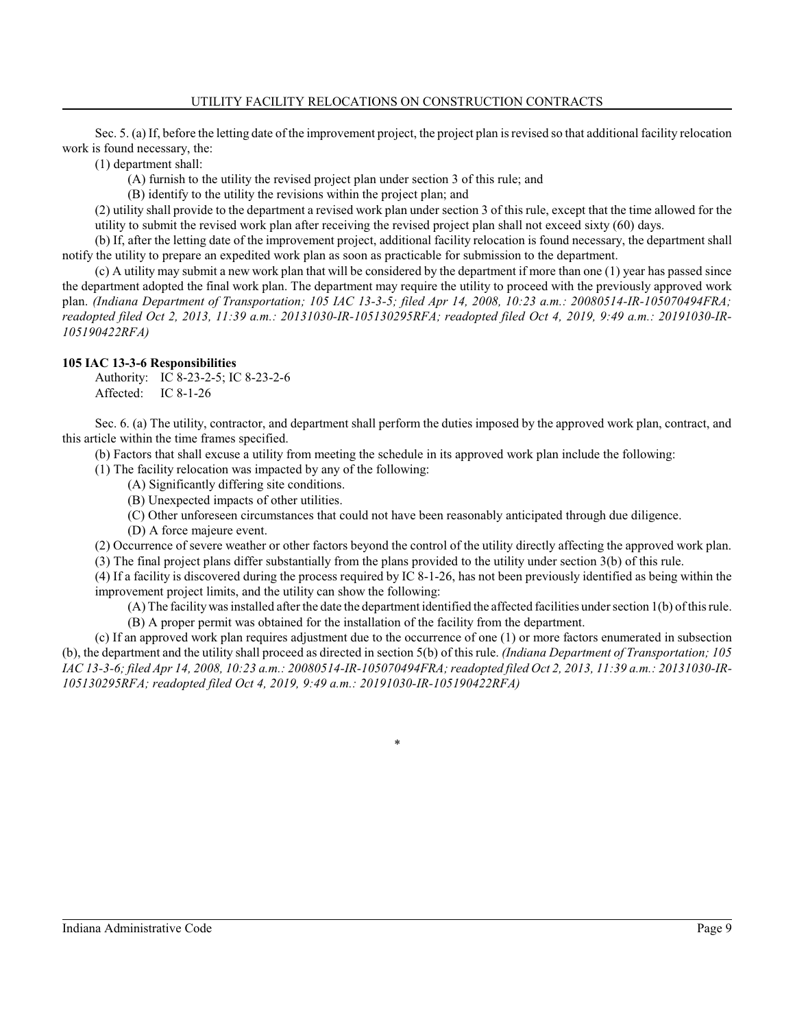Sec. 5. (a) If, before the letting date of the improvement project, the project plan is revised so that additional facility relocation work is found necessary, the:

(1) department shall:

(A) furnish to the utility the revised project plan under section 3 of this rule; and

(B) identify to the utility the revisions within the project plan; and

(2) utility shall provide to the department a revised work plan under section 3 of this rule, except that the time allowed for the utility to submit the revised work plan after receiving the revised project plan shall not exceed sixty (60) days.

(b) If, after the letting date of the improvement project, additional facility relocation is found necessary, the department shall notify the utility to prepare an expedited work plan as soon as practicable for submission to the department.

(c) A utility may submit a new work plan that will be considered by the department if more than one (1) year has passed since the department adopted the final work plan. The department may require the utility to proceed with the previously approved work plan. *(Indiana Department of Transportation; 105 IAC 13-3-5; filed Apr 14, 2008, 10:23 a.m.: 20080514-IR-105070494FRA; readopted filed Oct 2, 2013, 11:39 a.m.: 20131030-IR-105130295RFA; readopted filed Oct 4, 2019, 9:49 a.m.: 20191030-IR-105190422RFA)*

**105 IAC 13-3-6 Responsibilities**

Authority: IC 8-23-2-5; IC 8-23-2-6
Affected: IC 8-1-26

Sec. 6. (a) The utility, contractor, and department shall perform the duties imposed by the approved work plan, contract, and this article within the time frames specified.

(b) Factors that shall excuse a utility from meeting the schedule in its approved work plan include the following:

(1) The facility relocation was impacted by any of the following:

(A) Significantly differing site conditions.

(B) Unexpected impacts of other utilities.

(C) Other unforeseen circumstances that could not have been reasonably anticipated through due diligence.

(D) A force majeure event.

(2) Occurrence of severe weather or other factors beyond the control of the utility directly affecting the approved work plan.

(3) The final project plans differ substantially from the plans provided to the utility under section 3(b) of this rule.

(4) If a facility is discovered during the process required by IC 8-1-26, has not been previously identified as being within the improvement project limits, and the utility can show the following:

(A) The facility was installed after the date the department identified the affected facilities under section 1(b) of this rule.

(B) A proper permit was obtained for the installation of the facility from the department.

(c) If an approved work plan requires adjustment due to the occurrence of one (1) or more factors enumerated in subsection (b), the department and the utility shall proceed as directed in section 5(b) of this rule. *(Indiana Department of Transportation; 105 IAC 13-3-6; filed Apr 14, 2008, 10:23 a.m.: 20080514-IR-105070494FRA; readopted filed Oct 2, 2013, 11:39 a.m.: 20131030-IR-105130295RFA; readopted filed Oct 4, 2019, 9:49 a.m.: 20191030-IR-105190422RFA)*

*